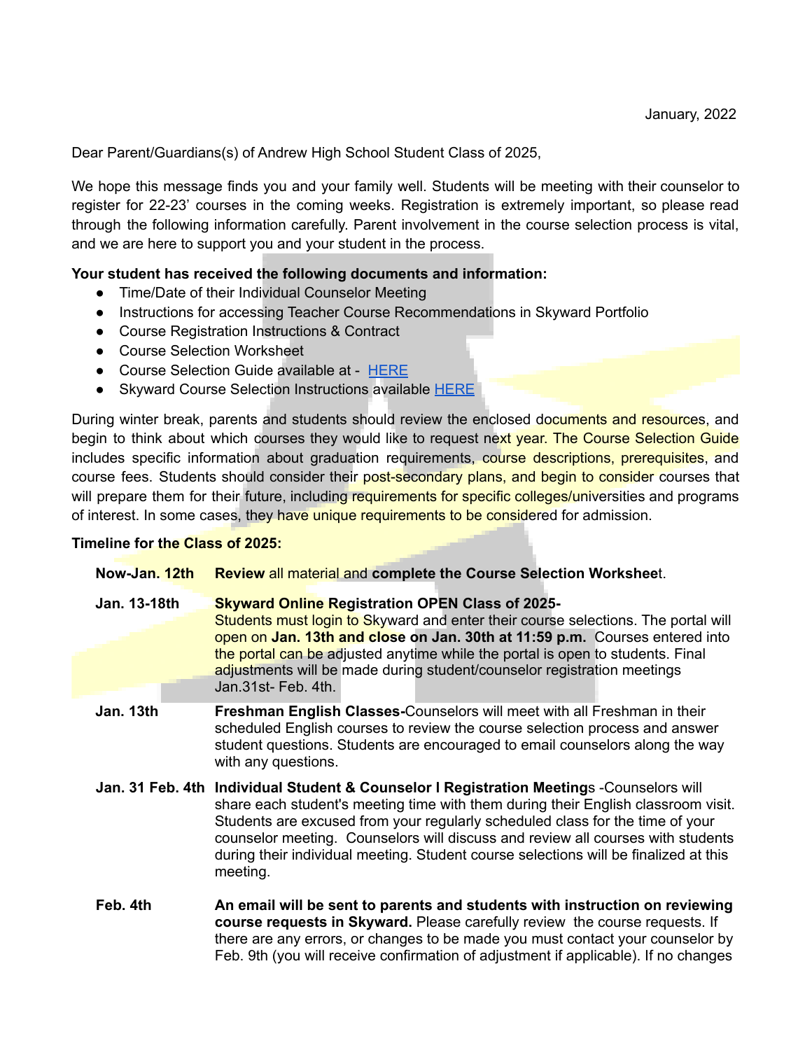January, 2022

Dear Parent/Guardians(s) of Andrew High School Student Class of 2025,

We hope this message finds you and your family well. Students will be meeting with their counselor to register for 22-23' courses in the coming weeks. Registration is extremely important, so please read through the following information carefully. Parent involvement in the course selection process is vital, and we are here to support you and your student in the process.

**Your student has received the following documents and information:**

- Time/Date of their Individual Counselor Meeting
- Instructions for accessing Teacher Course Recommendations in Skyward Portfolio
- Course Registration Instructions & Contract
- Course Selection Worksheet
- Course Selection Guide available at - HERE
- Skyward Course Selection Instructions available HERE

During winter break, parents and students should review the enclosed documents and resources, and begin to think about which courses they would like to request next year. The Course Selection Guide includes specific information about graduation requirements, course descriptions, prerequisites, and course fees. Students should consider their post-secondary plans, and begin to consider courses that will prepare them for their future, including requirements for specific colleges/universities and programs of interest. In some cases, they have unique requirements to be considered for admission.

**Timeline for the Class of 2025:**

| | |
|---|---|
| **Now-Jan. 12th** | **Review** all material and **complete the Course Selection Workshee**t. |
| **Jan. 13-18th** | **Skyward Online Registration OPEN Class of 2025-** Students must login to Skyward and enter their course selections. The portal will open on **Jan. 13th and close on Jan. 30th at 11:59 p.m.** Courses entered into the portal can be adjusted anytime while the portal is open to students. Final adjustments will be made during student/counselor registration meetings Jan.31st- Feb. 4th. |
| **Jan. 13th** | **Freshman English Classes-**Counselors will meet with all Freshman in their scheduled English courses to review the course selection process and answer student questions. Students are encouraged to email counselors along the way with any questions. |
| **Jan. 31 Feb. 4th** | **Individual Student & Counselor I Registration Meeting**s -Counselors will share each student's meeting time with them during their English classroom visit. Students are excused from your regularly scheduled class for the time of your counselor meeting. Counselors will discuss and review all courses with students during their individual meeting. Student course selections will be finalized at this meeting. |
| **Feb. 4th** | **An email will be sent to parents and students with instruction on reviewing course requests in Skyward.** Please carefully review the course requests. If there are any errors, or changes to be made you must contact your counselor by Feb. 9th (you will receive confirmation of adjustment if applicable). If no changes |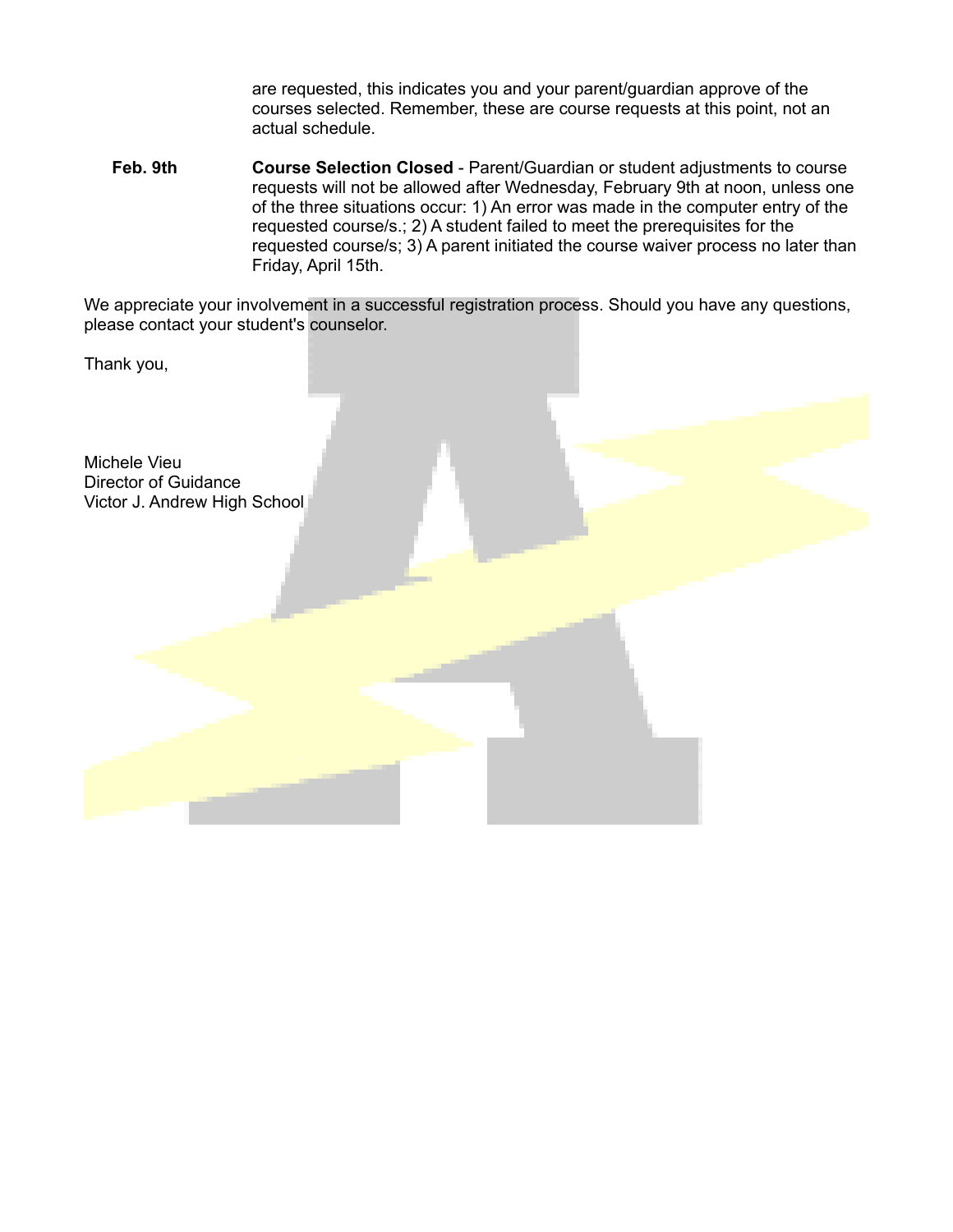are requested, this indicates you and your parent/guardian approve of the courses selected. Remember, these are course requests at this point, not an actual schedule.

**Feb. 9th** **Course Selection Closed** - Parent/Guardian or student adjustments to course requests will not be allowed after Wednesday, February 9th at noon, unless one of the three situations occur: 1) An error was made in the computer entry of the requested course/s.; 2) A student failed to meet the prerequisites for the requested course/s; 3) A parent initiated the course waiver process no later than Friday, April 15th.

We appreciate your involvement in a successful registration process. Should you have any questions, please contact your student's counselor.

Thank you,

Michele Vieu
Director of Guidance
Victor J. Andrew High School